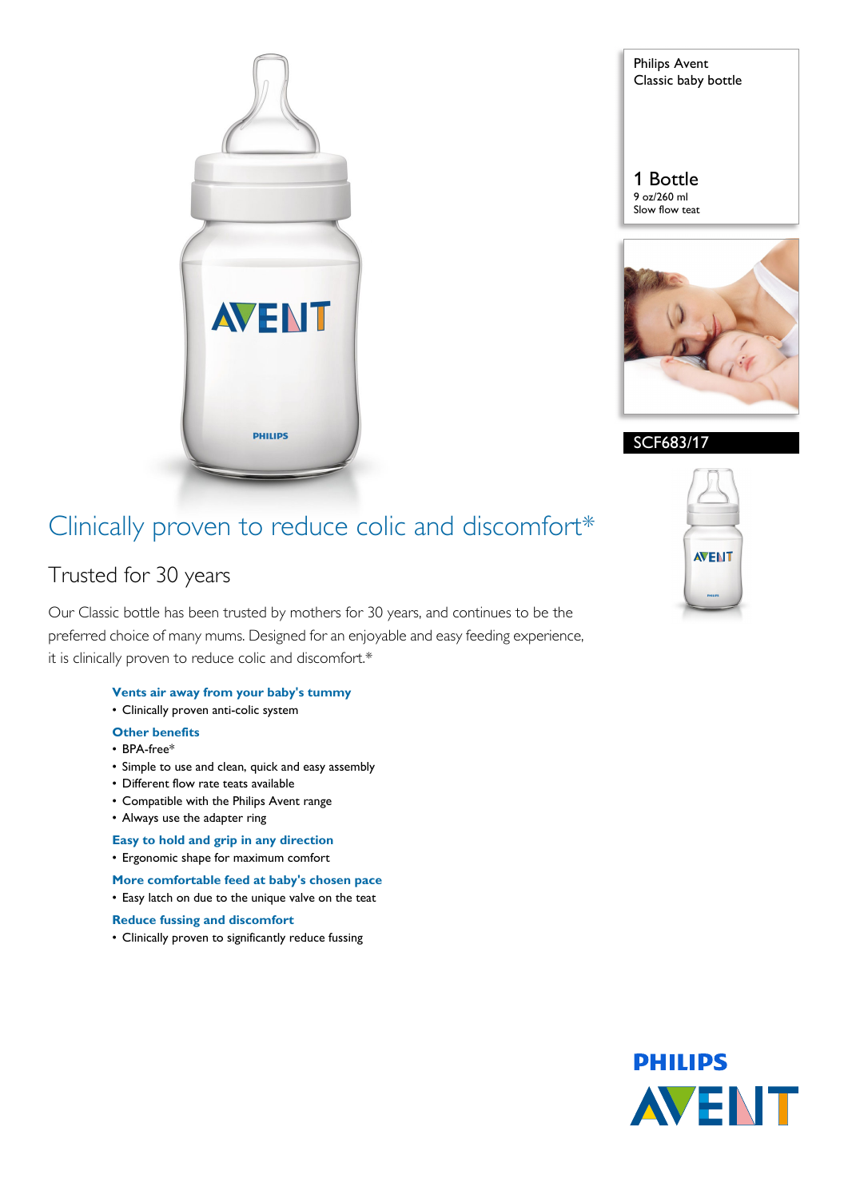Philips Avent
Classic baby bottle

1 Bottle
9 oz/260 ml
Slow flow teat

SCF683/17

# Clinically proven to reduce colic and discomfort*

## Trusted for 30 years

Our Classic bottle has been trusted by mothers for 30 years, and continues to be the preferred choice of many mums. Designed for an enjoyable and easy feeding experience, it is clinically proven to reduce colic and discomfort.*

**Vents air away from your baby's tummy**

- Clinically proven anti-colic system

**Other benefits**

- BPA-free*
- Simple to use and clean, quick and easy assembly
- Different flow rate teats available
- Compatible with the Philips Avent range
- Always use the adapter ring

**Easy to hold and grip in any direction**

- Ergonomic shape for maximum comfort

**More comfortable feed at baby's chosen pace**

- Easy latch on due to the unique valve on the teat

**Reduce fussing and discomfort**

- Clinically proven to significantly reduce fussing

PHILIPS
AVENT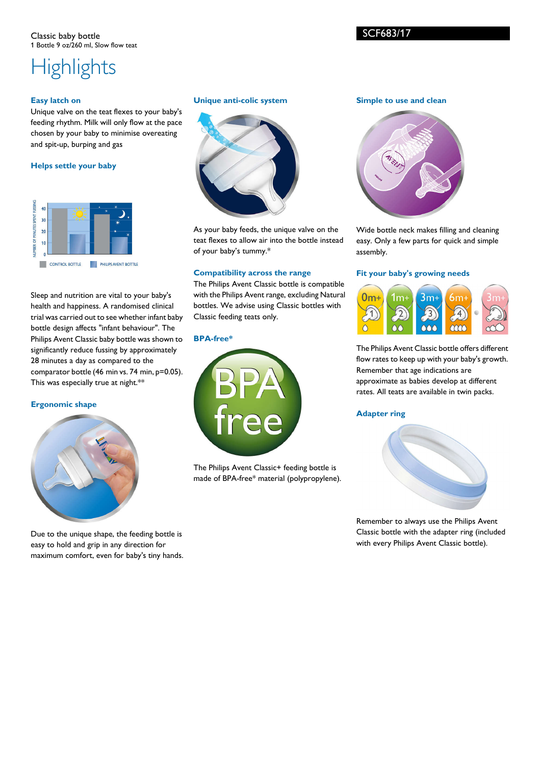Classic baby bottle
1 Bottle 9 oz/260 ml, Slow flow teat

SCF683/17

# Highlights

### Easy latch on

Unique valve on the teat flexes to your baby's feeding rhythm. Milk will only flow at the pace chosen by your baby to minimise overeating and spit-up, burping and gas

### Helps settle your baby

Sleep and nutrition are vital to your baby's health and happiness. A randomised clinical trial was carried out to see whether infant baby bottle design affects "infant behaviour". The Philips Avent Classic baby bottle was shown to significantly reduce fussing by approximately 28 minutes a day as compared to the comparator bottle (46 min vs. 74 min, p=0.05). This was especially true at night.**

### Ergonomic shape

Due to the unique shape, the feeding bottle is easy to hold and grip in any direction for maximum comfort, even for baby's tiny hands.

### Unique anti-colic system

As your baby feeds, the unique valve on the teat flexes to allow air into the bottle instead of your baby's tummy.*

### Compatibility across the range

The Philips Avent Classic bottle is compatible with the Philips Avent range, excluding Natural bottles. We advise using Classic bottles with Classic feeding teats only.

### BPA-free*

The Philips Avent Classic+ feeding bottle is made of BPA-free* material (polypropylene).

### Simple to use and clean

Wide bottle neck makes filling and cleaning easy. Only a few parts for quick and simple assembly.

### Fit your baby's growing needs

The Philips Avent Classic bottle offers different flow rates to keep up with your baby's growth. Remember that age indications are approximate as babies develop at different rates. All teats are available in twin packs.

### Adapter ring

Remember to always use the Philips Avent Classic bottle with the adapter ring (included with every Philips Avent Classic bottle).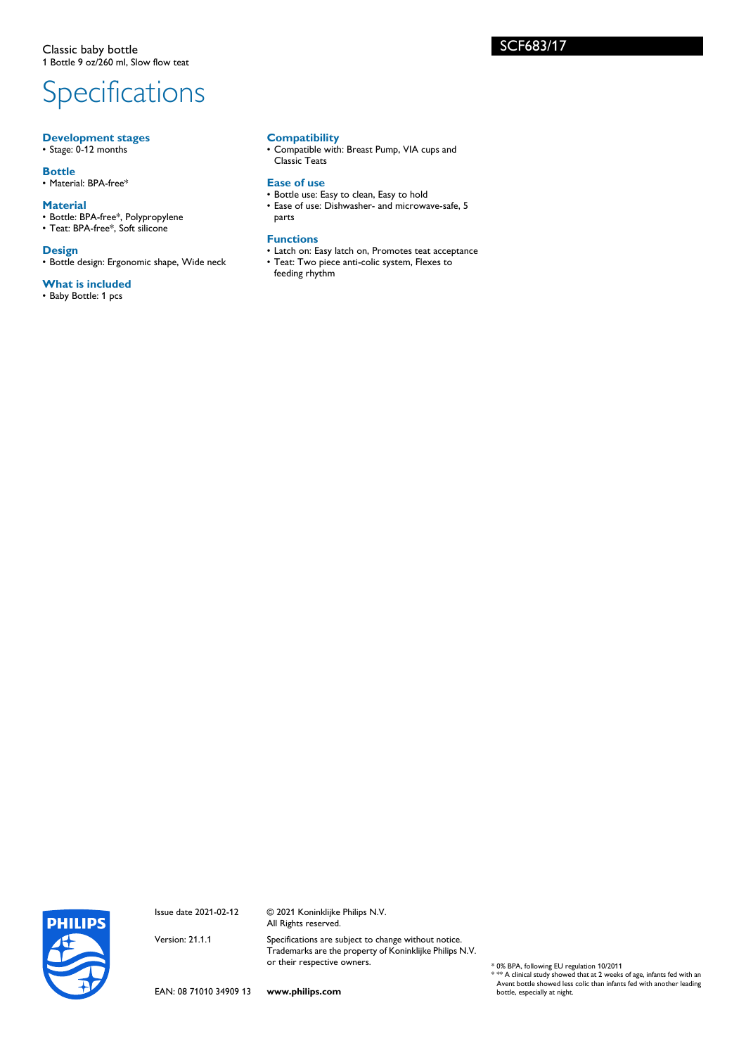Classic baby bottle
1 Bottle 9 oz/260 ml, Slow flow teat

SCF683/17

# Specifications

### Development stages
- Stage: 0-12 months

### Bottle
- Material: BPA-free*

### Material
- Bottle: BPA-free*, Polypropylene
- Teat: BPA-free*, Soft silicone

### Design
- Bottle design: Ergonomic shape, Wide neck

### What is included
- Baby Bottle: 1 pcs

### Compatibility
- Compatible with: Breast Pump, VIA cups and Classic Teats

### Ease of use
- Bottle use: Easy to clean, Easy to hold
- Ease of use: Dishwasher- and microwave-safe, 5 parts

### Functions
- Latch on: Easy latch on, Promotes teat acceptance
- Teat: Two piece anti-colic system, Flexes to feeding rhythm

Issue date 2021-02-12

Version: 21.1.1

EAN: 08 71010 34909 13

© 2021 Koninklijke Philips N.V.
All Rights reserved.

Specifications are subject to change without notice. Trademarks are the property of Koninklijke Philips N.V. or their respective owners.

**www.philips.com**

\* 0% BPA, following EU regulation 10/2011
\* ** A clinical study showed that at 2 weeks of age, infants fed with an Avent bottle showed less colic than infants fed with another leading bottle, especially at night.